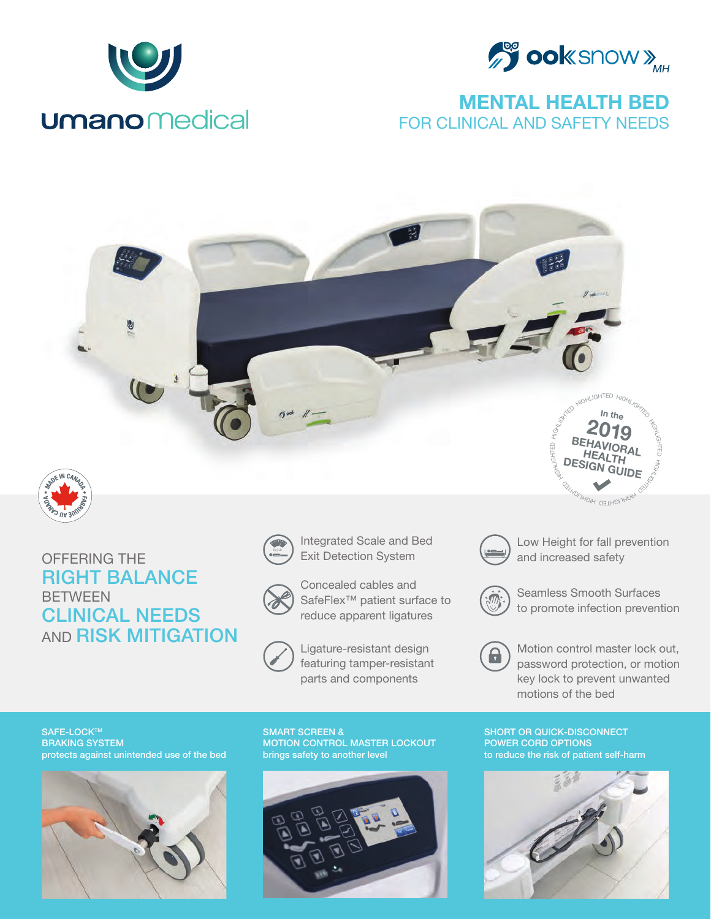umano medical

ook snow MH

# MENTAL HEALTH BED

## FOR CLINICAL AND SAFETY NEEDS

HIGHLIGHTED In the 2019 BEHAVIORAL HEALTH DESIGN GUIDE

MADE IN CANADA • FABRIQUÉ AU CANADA

OFFERING THE **RIGHT BALANCE** BETWEEN **CLINICAL NEEDS** AND **RISK MITIGATION**

- Integrated Scale and Bed Exit Detection System
- Concealed cables and SafeFlex™ patient surface to reduce apparent ligatures
- Ligature-resistant design featuring tamper-resistant parts and components
- Low Height for fall prevention and increased safety
- Seamless Smooth Surfaces to promote infection prevention
- Motion control master lock out, password protection, or motion key lock to prevent unwanted motions of the bed

**SAFE-LOCK™ BRAKING SYSTEM**
protects against unintended use of the bed

**SMART SCREEN & MOTION CONTROL MASTER LOCKOUT**
brings safety to another level

**SHORT OR QUICK-DISCONNECT POWER CORD OPTIONS**
to reduce the risk of patient self-harm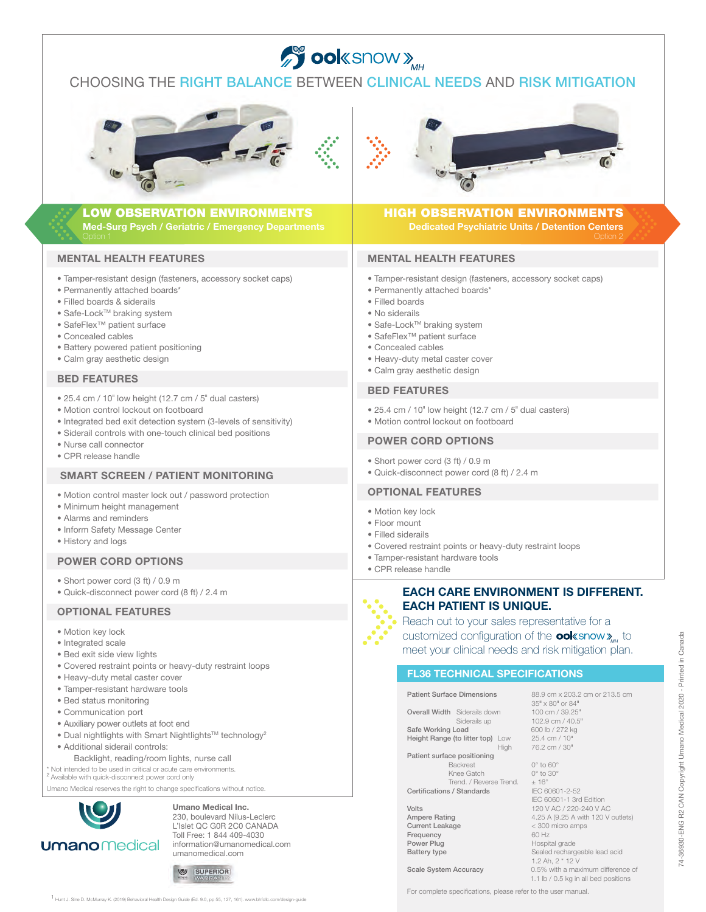# ookSnow MH

## CHOOSING THE RIGHT BALANCE BETWEEN CLINICAL NEEDS AND RISK MITIGATION

## LOW OBSERVATION ENVIRONMENTS

**Med-Surg Psych / Geriatric / Emergency Departments**

Option 1

### MENTAL HEALTH FEATURES

- Tamper-resistant design (fasteners, accessory socket caps)
- Permanently attached boards*
- Filled boards & siderails
- Safe-Lock™ braking system
- SafeFlex™ patient surface
- Concealed cables
- Battery powered patient positioning
- Calm gray aesthetic design

### BED FEATURES

- 25.4 cm / 10" low height (12.7 cm / 5" dual casters)
- Motion control lockout on footboard
- Integrated bed exit detection system (3-levels of sensitivity)
- Siderail controls with one-touch clinical bed positions
- Nurse call connector
- CPR release handle

### SMART SCREEN / PATIENT MONITORING

- Motion control master lock out / password protection
- Minimum height management
- Alarms and reminders
- Inform Safety Message Center
- History and logs

### POWER CORD OPTIONS

- Short power cord (3 ft) / 0.9 m
- Quick-disconnect power cord (8 ft) / 2.4 m

### OPTIONAL FEATURES

- Motion key lock
- Integrated scale
- Bed exit side view lights
- Covered restraint points or heavy-duty restraint loops
- Heavy-duty metal caster cover
- Tamper-resistant hardware tools
- Bed status monitoring
- Communication port
- Auxiliary power outlets at foot end
- Dual nightlights with Smart Nightlights™ technology[2]
- Additional siderail controls:
  Backlight, reading/room lights, nurse call

* Not intended to be used in critical or acute care environments.
[2] Available with quick-disconnect power cord only

Umano Medical reserves the right to change specifications without notice.

## HIGH OBSERVATION ENVIRONMENTS

**Dedicated Psychiatric Units / Detention Centers**

Option 2

### MENTAL HEALTH FEATURES

- Tamper-resistant design (fasteners, accessory socket caps)
- Permanently attached boards*
- Filled boards
- No siderails
- Safe-Lock™ braking system
- SafeFlex™ patient surface
- Concealed cables
- Heavy-duty metal caster cover
- Calm gray aesthetic design

### BED FEATURES

- 25.4 cm / 10" low height (12.7 cm / 5" dual casters)
- Motion control lockout on footboard

### POWER CORD OPTIONS

- Short power cord (3 ft) / 0.9 m
- Quick-disconnect power cord (8 ft) / 2.4 m

### OPTIONAL FEATURES

- Motion key lock
- Floor mount
- Filled siderails
- Covered restraint points or heavy-duty restraint loops
- Tamper-resistant hardware tools
- CPR release handle

## EACH CARE ENVIRONMENT IS DIFFERENT. EACH PATIENT IS UNIQUE.

Reach out to your sales representative for a customized configuration of the ookSnow MH to meet your clinical needs and risk mitigation plan.

## FL36 TECHNICAL SPECIFICATIONS

| | |
|---|---|
| Patient Surface Dimensions | 88.9 cm x 203.2 cm or 213.5 cm<br>35" x 80" or 84" |
| Overall Width — Siderails down | 100 cm / 39.25" |
| Siderails up | 102.9 cm / 40.5" |
| Safe Working Load | 600 lb / 272 kg |
| Height Range (to litter top) — Low | 25.4 cm / 10" |
| High | 76.2 cm / 30" |
| Patient surface positioning | |
| Backrest | 0° to 60° |
| Knee Gatch | 0° to 30° |
| Trend. / Reverse Trend. | ± 16° |
| Certifications / Standards | IEC 60601-2-52<br>IEC 60601-1 3rd Edition |
| Volts | 120 V AC / 220-240 V AC |
| Ampere Rating | 4.25 A (9.25 A with 120 V outlets) |
| Current Leakage | < 300 micro amps |
| Frequency | 60 Hz |
| Power Plug | Hospital grade |
| Battery type | Sealed rechargeable lead acid<br>1.2 Ah, 2 * 12 V |
| Scale System Accuracy | 0.5% with a maximum difference of 1.1 lb / 0.5 kg in all bed positions |

For complete specifications, please refer to the user manual.

**Umano Medical Inc.**
230, boulevard Nilus-Leclerc
L'Islet QC G0R 2C0 CANADA
Toll Free: 1 844 409-4030
information@umanomedical.com
umanomedical.com

SUPERIOR WARRANTY

[1] Hunt J, Sine D, McMurray K. (2019) Behavioral Health Design Guide (Ed. 9.0, pp 55, 127, 161). www.bhfcllc.com/design-guide

74-36930-ENG R2 CAN Copyright Umano Medical 2020 - Printed in Canada